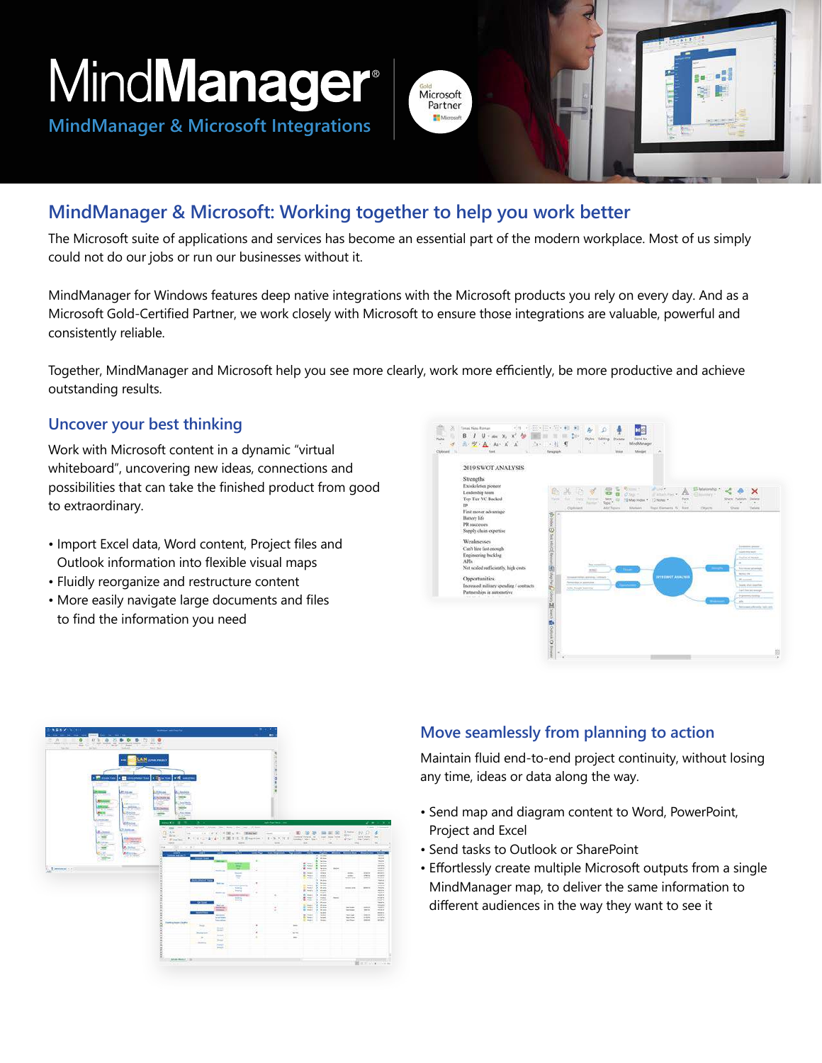# MindManager®

MindManager & Microsoft Integrations

Gold Microsoft Partner

## MindManager & Microsoft: Working together to help you work better

The Microsoft suite of applications and services has become an essential part of the modern workplace. Most of us simply could not do our jobs or run our businesses without it.

MindManager for Windows features deep native integrations with the Microsoft products you rely on every day. And as a Microsoft Gold-Certified Partner, we work closely with Microsoft to ensure those integrations are valuable, powerful and consistently reliable.

Together, MindManager and Microsoft help you see more clearly, work more efficiently, be more productive and achieve outstanding results.

### Uncover your best thinking

Work with Microsoft content in a dynamic "virtual whiteboard", uncovering new ideas, connections and possibilities that can take the finished product from good to extraordinary.

- Import Excel data, Word content, Project files and Outlook information into flexible visual maps
- Fluidly reorganize and restructure content
- More easily navigate large documents and files to find the information you need

### Move seamlessly from planning to action

Maintain fluid end-to-end project continuity, without losing any time, ideas or data along the way.

- Send map and diagram content to Word, PowerPoint, Project and Excel
- Send tasks to Outlook or SharePoint
- Effortlessly create multiple Microsoft outputs from a single MindManager map, to deliver the same information to different audiences in the way they want to see it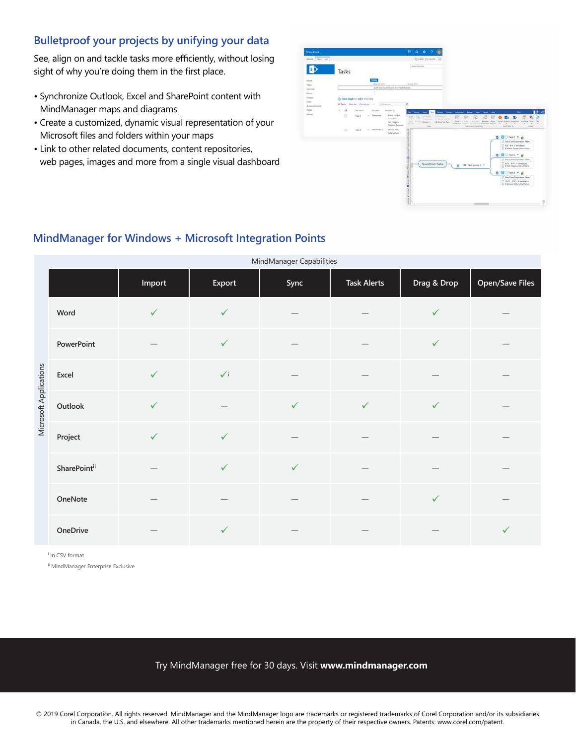## Bulletproof your projects by unifying your data

See, align on and tackle tasks more efficiently, without losing sight of why you're doing them in the first place.

- Synchronize Outlook, Excel and SharePoint content with MindManager maps and diagrams
- Create a customized, dynamic visual representation of your Microsoft files and folders within your maps
- Link to other related documents, content repositories, web pages, images and more from a single visual dashboard

## MindManager for Windows + Microsoft Integration Points

| Microsoft Applications | MindManager Capabilities | | | | | |
|---|---|---|---|---|---|---|
| | Import | Export | Sync | Task Alerts | Drag & Drop | Open/Save Files |
| Word | ✓ | ✓ | — | — | ✓ | — |
| PowerPoint | — | ✓ | — | — | ✓ | — |
| Excel | ✓ | ✓ [i] | — | — | — | — |
| Outlook | ✓ | — | ✓ | ✓ | ✓ | — |
| Project | ✓ | ✓ | — | — | — | — |
| SharePoint [ii] | — | ✓ | ✓ | — | — | — |
| OneNote | — | — | — | — | ✓ | — |
| OneDrive | — | ✓ | — | — | — | ✓ |

[i] In CSV format

[ii] MindManager Enterprise Exclusive

Try MindManager free for 30 days. Visit **www.mindmanager.com**

© 2019 Corel Corporation. All rights reserved. MindManager and the MindManager logo are trademarks or registered trademarks of Corel Corporation and/or its subsidiaries in Canada, the U.S. and elsewhere. All other trademarks mentioned herein are the property of their respective owners. Patents: www.corel.com/patent.